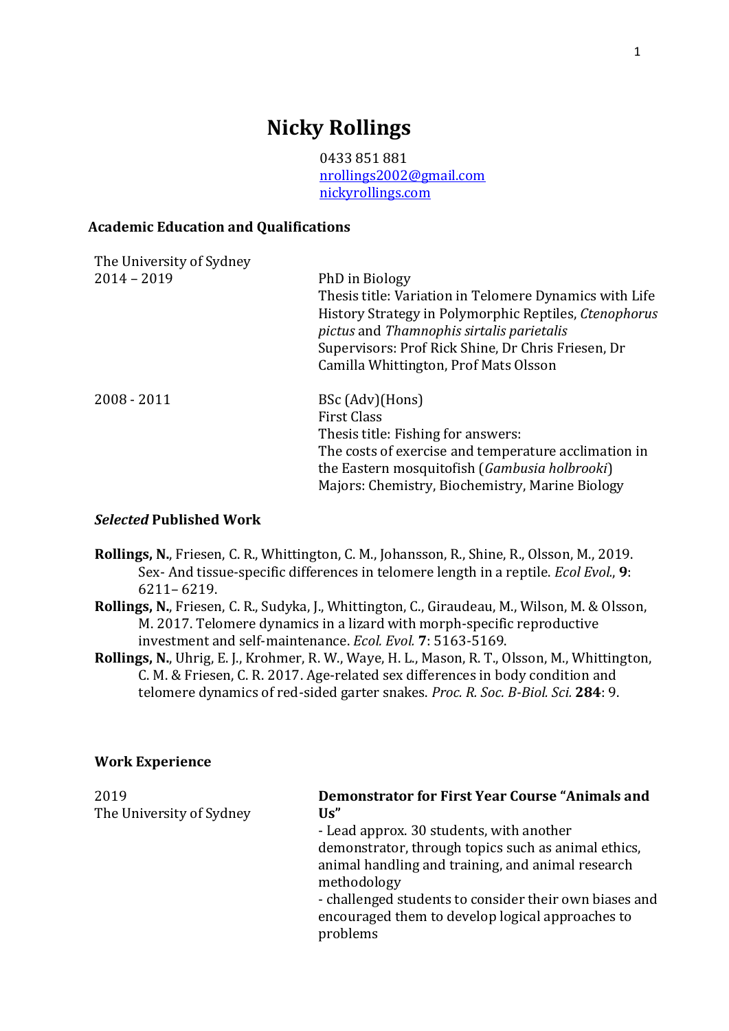# Nicky Rollings

0433 851 881
nrollings2002@gmail.com
nickyrollings.com

## Academic Education and Qualifications

| | |
|---|---|
| The University of Sydney<br>2014 – 2019 | PhD in Biology<br>Thesis title: Variation in Telomere Dynamics with Life History Strategy in Polymorphic Reptiles, *Ctenophorus pictus* and *Thamnophis sirtalis parietalis*<br>Supervisors: Prof Rick Shine, Dr Chris Friesen, Dr Camilla Whittington, Prof Mats Olsson |
| 2008 - 2011 | BSc (Adv)(Hons)<br>First Class<br>Thesis title: Fishing for answers:<br>The costs of exercise and temperature acclimation in the Eastern mosquitofish (*Gambusia holbrooki*)<br>Majors: Chemistry, Biochemistry, Marine Biology |

## *Selected* Published Work

**Rollings, N.**, Friesen, C. R., Whittington, C. M., Johansson, R., Shine, R., Olsson, M., 2019. Sex- And tissue-specific differences in telomere length in a reptile. *Ecol Evol.*, **9**: 6211– 6219.

**Rollings, N.**, Friesen, C. R., Sudyka, J., Whittington, C., Giraudeau, M., Wilson, M. & Olsson, M. 2017. Telomere dynamics in a lizard with morph-specific reproductive investment and self-maintenance. *Ecol. Evol.* **7**: 5163-5169.

**Rollings, N.**, Uhrig, E. J., Krohmer, R. W., Waye, H. L., Mason, R. T., Olsson, M., Whittington, C. M. & Friesen, C. R. 2017. Age-related sex differences in body condition and telomere dynamics of red-sided garter snakes. *Proc. R. Soc. B-Biol. Sci.* **284**: 9.

## Work Experience

| | |
|---|---|
| 2019<br>The University of Sydney | **Demonstrator for First Year Course "Animals and Us"**<br>- Lead approx. 30 students, with another demonstrator, through topics such as animal ethics, animal handling and training, and animal research methodology<br>- challenged students to consider their own biases and encouraged them to develop logical approaches to problems |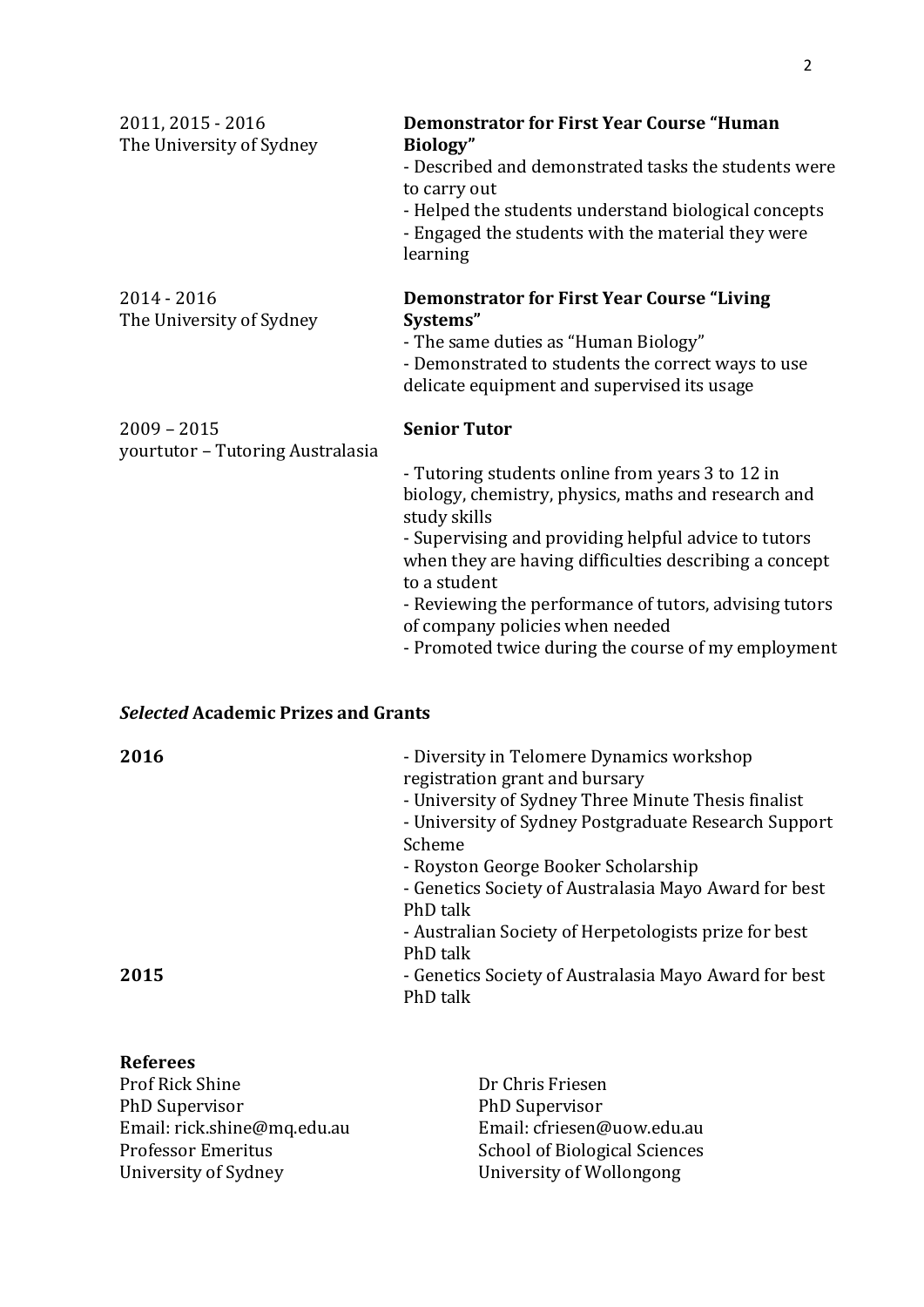**2011, 2015 - 2016**
The University of Sydney

**Demonstrator for First Year Course "Human Biology"**
- Described and demonstrated tasks the students were to carry out
- Helped the students understand biological concepts
- Engaged the students with the material they were learning

**2014 - 2016**
The University of Sydney

**Demonstrator for First Year Course "Living Systems"**
- The same duties as "Human Biology"
- Demonstrated to students the correct ways to use delicate equipment and supervised its usage

**2009 – 2015**
yourtutor – Tutoring Australasia

**Senior Tutor**
- Tutoring students online from years 3 to 12 in biology, chemistry, physics, maths and research and study skills
- Supervising and providing helpful advice to tutors when they are having difficulties describing a concept to a student
- Reviewing the performance of tutors, advising tutors of company policies when needed
- Promoted twice during the course of my employment

### *Selected* Academic Prizes and Grants

**2016**
- Diversity in Telomere Dynamics workshop registration grant and bursary
- University of Sydney Three Minute Thesis finalist
- University of Sydney Postgraduate Research Support Scheme
- Royston George Booker Scholarship
- Genetics Society of Australasia Mayo Award for best PhD talk
- Australian Society of Herpetologists prize for best PhD talk

**2015**
- Genetics Society of Australasia Mayo Award for best PhD talk

### Referees

Prof Rick Shine
PhD Supervisor
Email: rick.shine@mq.edu.au
Professor Emeritus
University of Sydney

Dr Chris Friesen
PhD Supervisor
Email: cfriesen@uow.edu.au
School of Biological Sciences
University of Wollongong